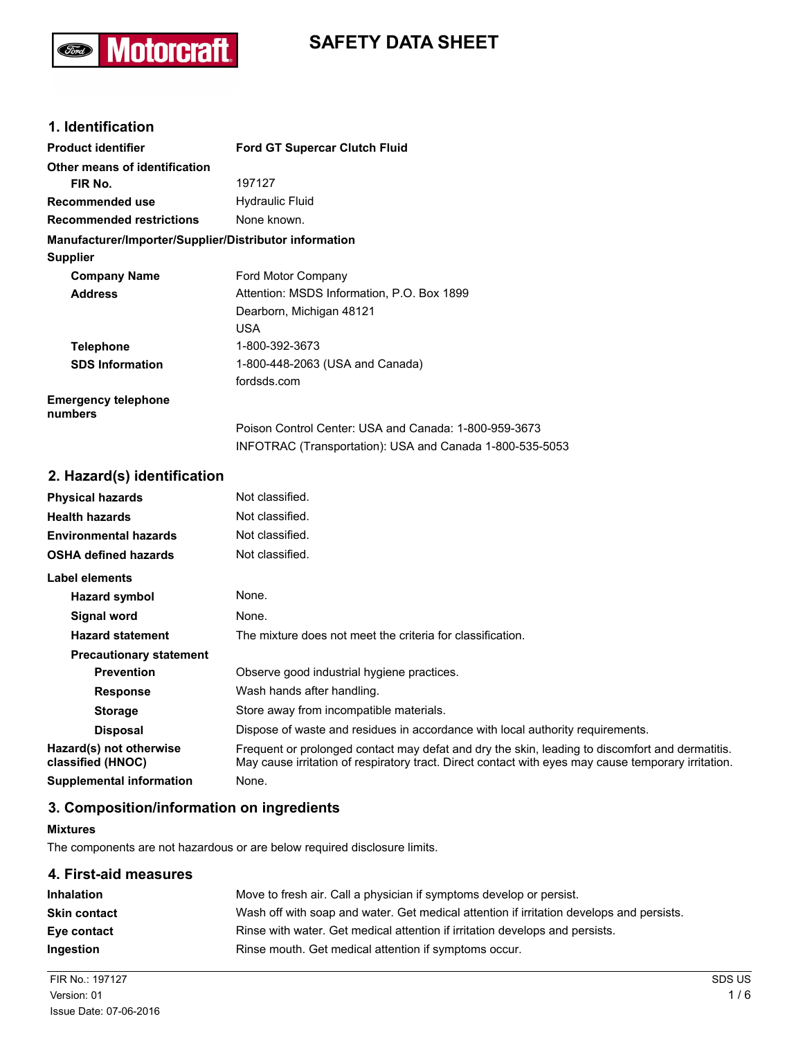# SAFETY DATA SHEET

## 1. Identification

**Product identifier** **Ford GT Supercar Clutch Fluid**

**Other means of identification**

**FIR No.** 197127

**Recommended use** Hydraulic Fluid

**Recommended restrictions** None known.

**Manufacturer/Importer/Supplier/Distributor information**

**Supplier**

**Company Name** Ford Motor Company

**Address** Attention: MSDS Information, P.O. Box 1899
Dearborn, Michigan 48121
USA

**Telephone** 1-800-392-3673

**SDS Information** 1-800-448-2063 (USA and Canada)
fordsds.com

**Emergency telephone numbers**
Poison Control Center: USA and Canada: 1-800-959-3673
INFOTRAC (Transportation): USA and Canada 1-800-535-5053

## 2. Hazard(s) identification

**Physical hazards** Not classified.

**Health hazards** Not classified.

**Environmental hazards** Not classified.

**OSHA defined hazards** Not classified.

**Label elements**

**Hazard symbol** None.

**Signal word** None.

**Hazard statement** The mixture does not meet the criteria for classification.

**Precautionary statement**

**Prevention** Observe good industrial hygiene practices.

**Response** Wash hands after handling.

**Storage** Store away from incompatible materials.

**Disposal** Dispose of waste and residues in accordance with local authority requirements.

**Hazard(s) not otherwise classified (HNOC)** Frequent or prolonged contact may defat and dry the skin, leading to discomfort and dermatitis. May cause irritation of respiratory tract. Direct contact with eyes may cause temporary irritation.

**Supplemental information** None.

## 3. Composition/information on ingredients

**Mixtures**

The components are not hazardous or are below required disclosure limits.

## 4. First-aid measures

**Inhalation** Move to fresh air. Call a physician if symptoms develop or persist.

**Skin contact** Wash off with soap and water. Get medical attention if irritation develops and persists.

**Eye contact** Rinse with water. Get medical attention if irritation develops and persists.

**Ingestion** Rinse mouth. Get medical attention if symptoms occur.

FIR No.: 197127
Version: 01
Issue Date: 07-06-2016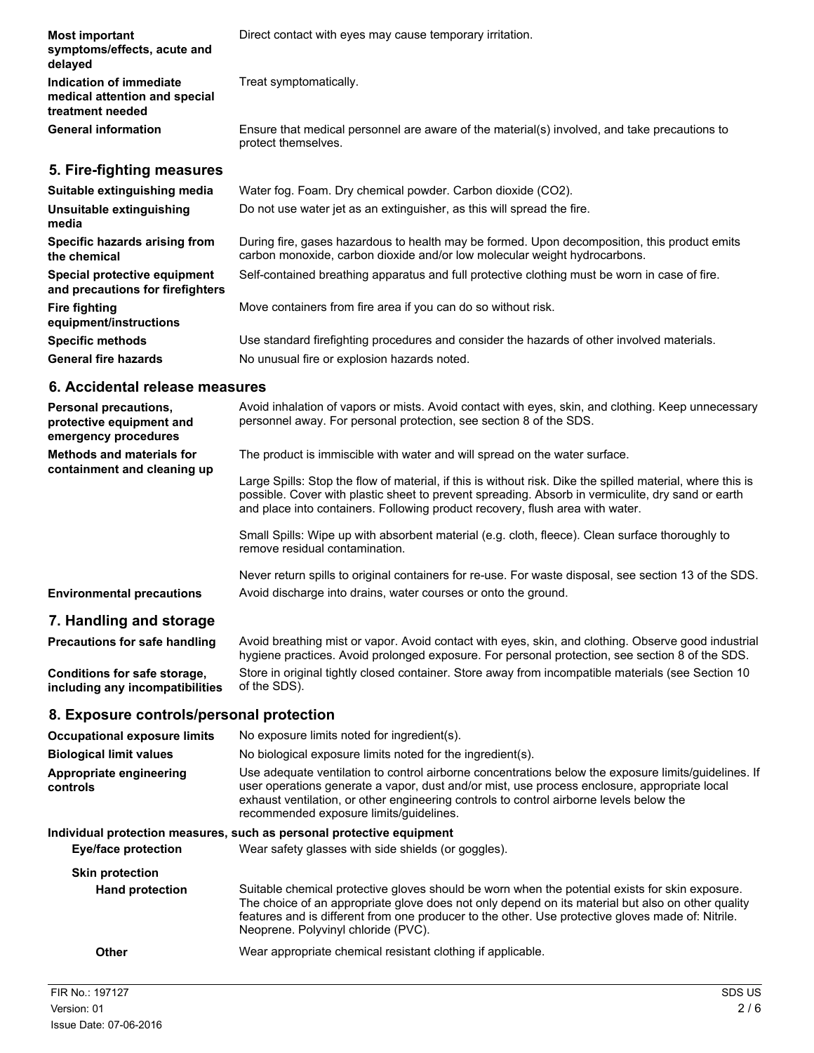| | |
|---|---|
| **Most important symptoms/effects, acute and delayed** | Direct contact with eyes may cause temporary irritation. |
| **Indication of immediate medical attention and special treatment needed** | Treat symptomatically. |
| **General information** | Ensure that medical personnel are aware of the material(s) involved, and take precautions to protect themselves. |

## 5. Fire-fighting measures

| | |
|---|---|
| **Suitable extinguishing media** | Water fog. Foam. Dry chemical powder. Carbon dioxide ($CO_2$). |
| **Unsuitable extinguishing media** | Do not use water jet as an extinguisher, as this will spread the fire. |
| **Specific hazards arising from the chemical** | During fire, gases hazardous to health may be formed. Upon decomposition, this product emits carbon monoxide, carbon dioxide and/or low molecular weight hydrocarbons. |
| **Special protective equipment and precautions for firefighters** | Self-contained breathing apparatus and full protective clothing must be worn in case of fire. |
| **Fire fighting equipment/instructions** | Move containers from fire area if you can do so without risk. |
| **Specific methods** | Use standard firefighting procedures and consider the hazards of other involved materials. |
| **General fire hazards** | No unusual fire or explosion hazards noted. |

## 6. Accidental release measures

**Personal precautions, protective equipment and emergency procedures**
Avoid inhalation of vapors or mists. Avoid contact with eyes, skin, and clothing. Keep unnecessary personnel away. For personal protection, see section 8 of the SDS.

**Methods and materials for containment and cleaning up**
The product is immiscible with water and will spread on the water surface.

Large Spills: Stop the flow of material, if this is without risk. Dike the spilled material, where this is possible. Cover with plastic sheet to prevent spreading. Absorb in vermiculite, dry sand or earth and place into containers. Following product recovery, flush area with water.

Small Spills: Wipe up with absorbent material (e.g. cloth, fleece). Clean surface thoroughly to remove residual contamination.

Never return spills to original containers for re-use. For waste disposal, see section 13 of the SDS.

**Environmental precautions**
Avoid discharge into drains, water courses or onto the ground.

## 7. Handling and storage

| | |
|---|---|
| **Precautions for safe handling** | Avoid breathing mist or vapor. Avoid contact with eyes, skin, and clothing. Observe good industrial hygiene practices. Avoid prolonged exposure. For personal protection, see section 8 of the SDS. |
| **Conditions for safe storage, including any incompatibilities** | Store in original tightly closed container. Store away from incompatible materials (see Section 10 of the SDS). |

## 8. Exposure controls/personal protection

| | |
|---|---|
| **Occupational exposure limits** | No exposure limits noted for ingredient(s). |
| **Biological limit values** | No biological exposure limits noted for the ingredient(s). |
| **Appropriate engineering controls** | Use adequate ventilation to control airborne concentrations below the exposure limits/guidelines. If user operations generate a vapor, dust and/or mist, use process enclosure, appropriate local exhaust ventilation, or other engineering controls to control airborne levels below the recommended exposure limits/guidelines. |

**Individual protection measures, such as personal protective equipment**

**Eye/face protection**
Wear safety glasses with side shields (or goggles).

**Skin protection**

**Hand protection**
Suitable chemical protective gloves should be worn when the potential exists for skin exposure. The choice of an appropriate glove does not only depend on its material but also on other quality features and is different from one producer to the other. Use protective gloves made of: Nitrile. Neoprene. Polyvinyl chloride (PVC).

**Other**
Wear appropriate chemical resistant clothing if applicable.

FIR No.: 197127
Version: 01
Issue Date: 07-06-2016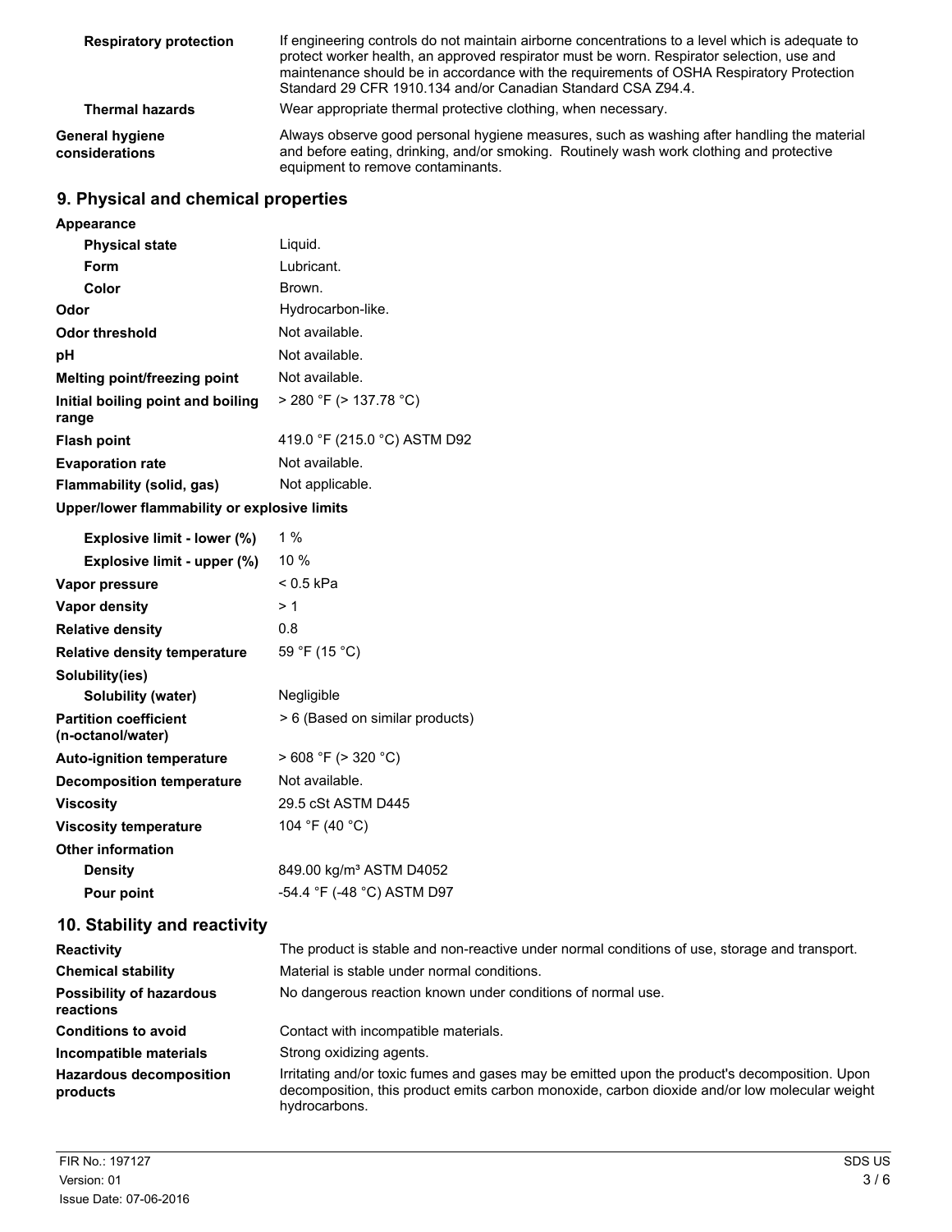| | |
|---|---|
| **Respiratory protection** | If engineering controls do not maintain airborne concentrations to a level which is adequate to protect worker health, an approved respirator must be worn. Respirator selection, use and maintenance should be in accordance with the requirements of OSHA Respiratory Protection Standard 29 CFR 1910.134 and/or Canadian Standard CSA Z94.4. |
| **Thermal hazards** | Wear appropriate thermal protective clothing, when necessary. |
| **General hygiene considerations** | Always observe good personal hygiene measures, such as washing after handling the material and before eating, drinking, and/or smoking. Routinely wash work clothing and protective equipment to remove contaminants. |

## 9. Physical and chemical properties

| | |
|---|---|
| **Appearance** | |
| **Physical state** | Liquid. |
| **Form** | Lubricant. |
| **Color** | Brown. |
| **Odor** | Hydrocarbon-like. |
| **Odor threshold** | Not available. |
| **pH** | Not available. |
| **Melting point/freezing point** | Not available. |
| **Initial boiling point and boiling range** | > 280 °F (> 137.78 °C) |
| **Flash point** | 419.0 °F (215.0 °C) ASTM D92 |
| **Evaporation rate** | Not available. |
| **Flammability (solid, gas)** | Not applicable. |
| **Upper/lower flammability or explosive limits** | |
| **Explosive limit - lower (%)** | 1 % |
| **Explosive limit - upper (%)** | 10 % |
| **Vapor pressure** | < 0.5 kPa |
| **Vapor density** | > 1 |
| **Relative density** | 0.8 |
| **Relative density temperature** | 59 °F (15 °C) |
| **Solubility(ies)** | |
| **Solubility (water)** | Negligible |
| **Partition coefficient (n-octanol/water)** | > 6 (Based on similar products) |
| **Auto-ignition temperature** | > 608 °F (> 320 °C) |
| **Decomposition temperature** | Not available. |
| **Viscosity** | 29.5 cSt ASTM D445 |
| **Viscosity temperature** | 104 °F (40 °C) |
| **Other information** | |
| **Density** | 849.00 kg/m³ ASTM D4052 |
| **Pour point** | -54.4 °F (-48 °C) ASTM D97 |

## 10. Stability and reactivity

| | |
|---|---|
| **Reactivity** | The product is stable and non-reactive under normal conditions of use, storage and transport. |
| **Chemical stability** | Material is stable under normal conditions. |
| **Possibility of hazardous reactions** | No dangerous reaction known under conditions of normal use. |
| **Conditions to avoid** | Contact with incompatible materials. |
| **Incompatible materials** | Strong oxidizing agents. |
| **Hazardous decomposition products** | Irritating and/or toxic fumes and gases may be emitted upon the product's decomposition. Upon decomposition, this product emits carbon monoxide, carbon dioxide and/or low molecular weight hydrocarbons. |

FIR No.: 197127
Version: 01
Issue Date: 07-06-2016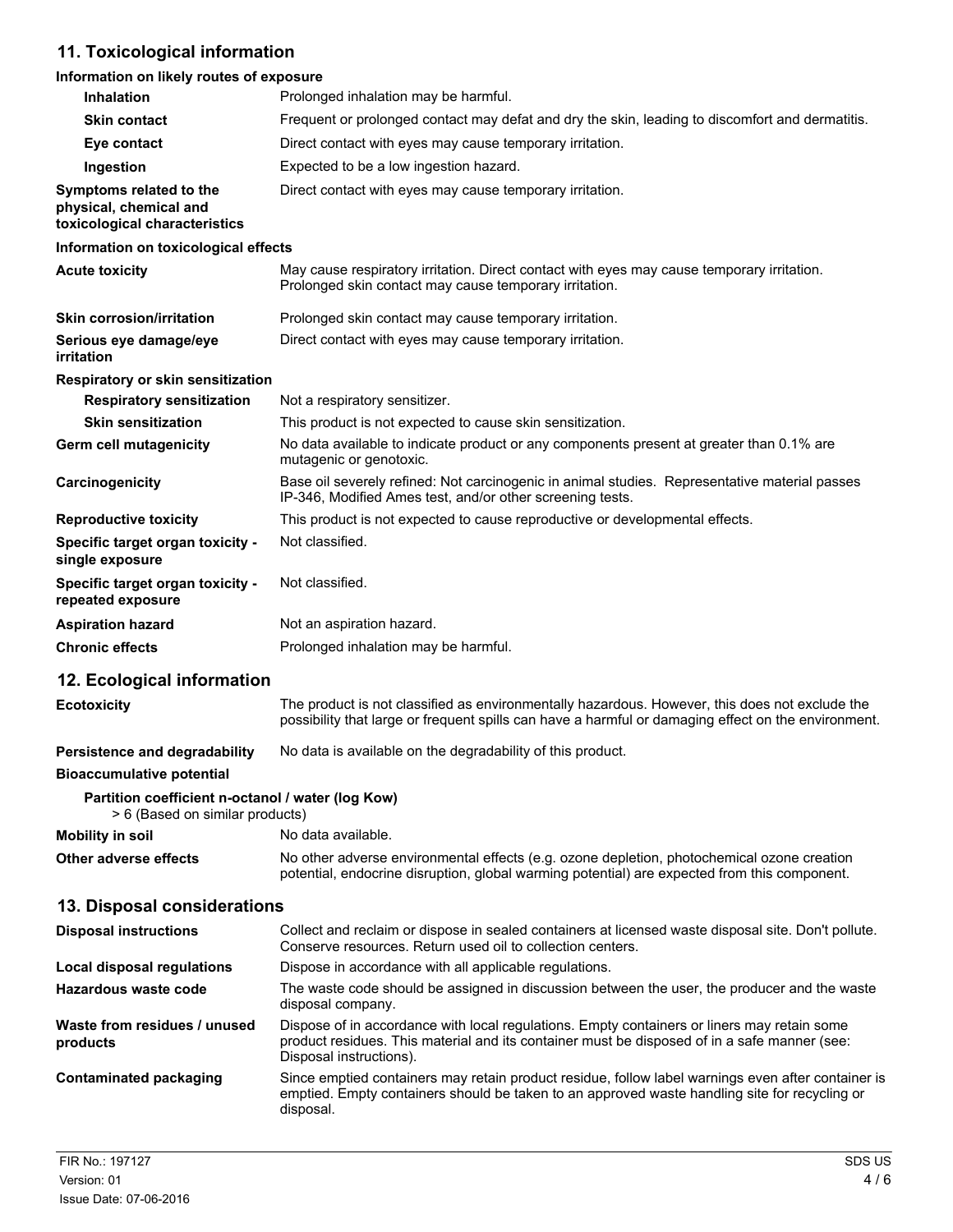## 11. Toxicological information

### Information on likely routes of exposure

| | |
|---|---|
| **Inhalation** | Prolonged inhalation may be harmful. |
| **Skin contact** | Frequent or prolonged contact may defat and dry the skin, leading to discomfort and dermatitis. |
| **Eye contact** | Direct contact with eyes may cause temporary irritation. |
| **Ingestion** | Expected to be a low ingestion hazard. |
| **Symptoms related to the physical, chemical and toxicological characteristics** | Direct contact with eyes may cause temporary irritation. |

### Information on toxicological effects

| | |
|---|---|
| **Acute toxicity** | May cause respiratory irritation. Direct contact with eyes may cause temporary irritation. Prolonged skin contact may cause temporary irritation. |
| **Skin corrosion/irritation** | Prolonged skin contact may cause temporary irritation. |
| **Serious eye damage/eye irritation** | Direct contact with eyes may cause temporary irritation. |
| **Respiratory or skin sensitization** | |
| **Respiratory sensitization** | Not a respiratory sensitizer. |
| **Skin sensitization** | This product is not expected to cause skin sensitization. |
| **Germ cell mutagenicity** | No data available to indicate product or any components present at greater than 0.1% are mutagenic or genotoxic. |
| **Carcinogenicity** | Base oil severely refined: Not carcinogenic in animal studies. Representative material passes IP-346, Modified Ames test, and/or other screening tests. |
| **Reproductive toxicity** | This product is not expected to cause reproductive or developmental effects. |
| **Specific target organ toxicity - single exposure** | Not classified. |
| **Specific target organ toxicity - repeated exposure** | Not classified. |
| **Aspiration hazard** | Not an aspiration hazard. |
| **Chronic effects** | Prolonged inhalation may be harmful. |

## 12. Ecological information

| | |
|---|---|
| **Ecotoxicity** | The product is not classified as environmentally hazardous. However, this does not exclude the possibility that large or frequent spills can have a harmful or damaging effect on the environment. |
| **Persistence and degradability** | No data is available on the degradability of this product. |
| **Bioaccumulative potential** | |

**Partition coefficient n-octanol / water (log Kow)**

> 6 (Based on similar products)

| | |
|---|---|
| **Mobility in soil** | No data available. |
| **Other adverse effects** | No other adverse environmental effects (e.g. ozone depletion, photochemical ozone creation potential, endocrine disruption, global warming potential) are expected from this component. |

## 13. Disposal considerations

| | |
|---|---|
| **Disposal instructions** | Collect and reclaim or dispose in sealed containers at licensed waste disposal site. Don't pollute. Conserve resources. Return used oil to collection centers. |
| **Local disposal regulations** | Dispose in accordance with all applicable regulations. |
| **Hazardous waste code** | The waste code should be assigned in discussion between the user, the producer and the waste disposal company. |
| **Waste from residues / unused products** | Dispose of in accordance with local regulations. Empty containers or liners may retain some product residues. This material and its container must be disposed of in a safe manner (see: Disposal instructions). |
| **Contaminated packaging** | Since emptied containers may retain product residue, follow label warnings even after container is emptied. Empty containers should be taken to an approved waste handling site for recycling or disposal. |

FIR No.: 197127
Version: 01
Issue Date: 07-06-2016
SDS US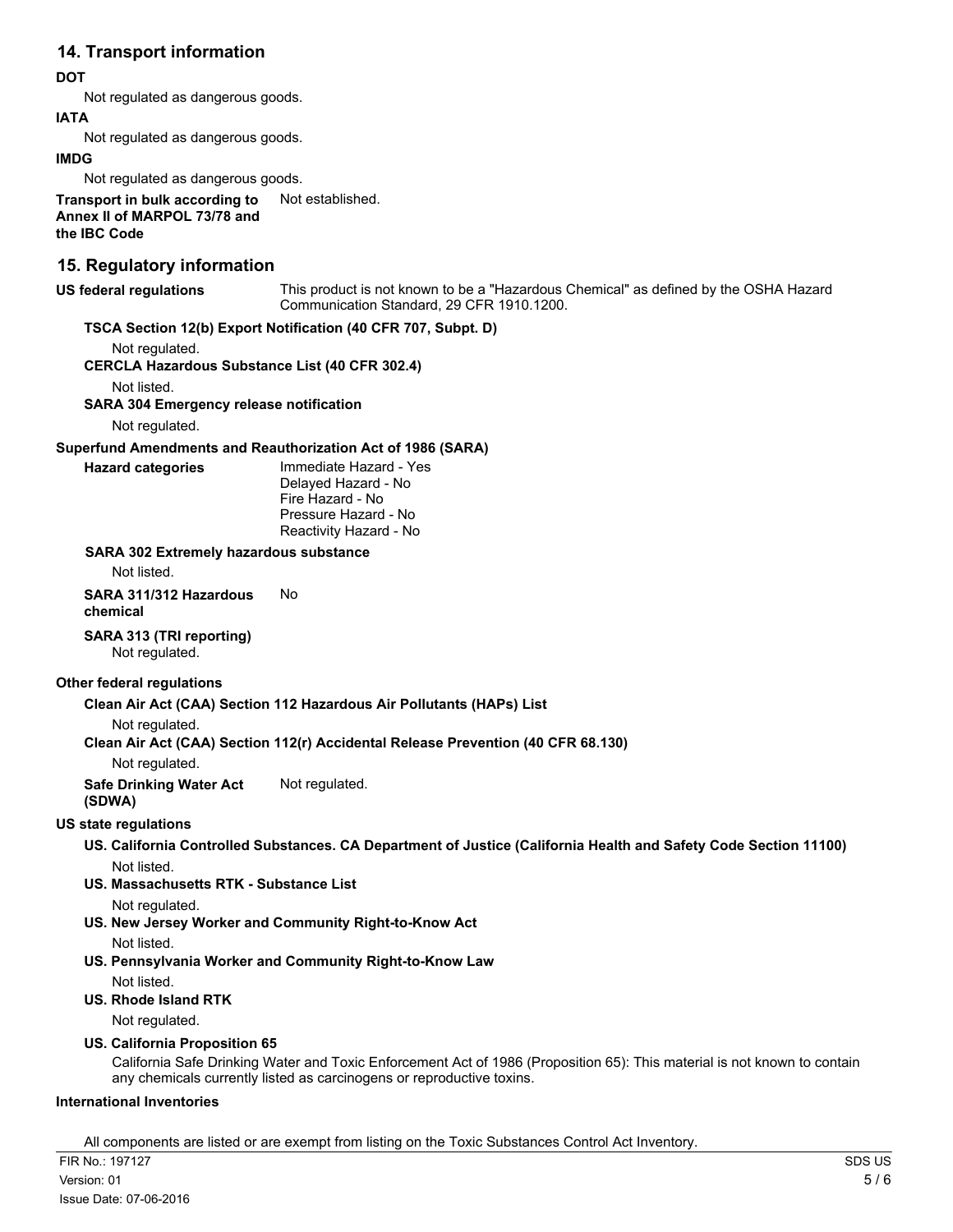## 14. Transport information

**DOT**

Not regulated as dangerous goods.

**IATA**

Not regulated as dangerous goods.

**IMDG**

Not regulated as dangerous goods.

**Transport in bulk according to Annex II of MARPOL 73/78 and the IBC Code** Not established.

## 15. Regulatory information

**US federal regulations** This product is not known to be a "Hazardous Chemical" as defined by the OSHA Hazard Communication Standard, 29 CFR 1910.1200.

**TSCA Section 12(b) Export Notification (40 CFR 707, Subpt. D)**

Not regulated.

**CERCLA Hazardous Substance List (40 CFR 302.4)**

Not listed.

**SARA 304 Emergency release notification**

Not regulated.

**Superfund Amendments and Reauthorization Act of 1986 (SARA)**

**Hazard categories**

Immediate Hazard - Yes
Delayed Hazard - No
Fire Hazard - No
Pressure Hazard - No
Reactivity Hazard - No

**SARA 302 Extremely hazardous substance**

Not listed.

**SARA 311/312 Hazardous chemical** No

**SARA 313 (TRI reporting)**

Not regulated.

**Other federal regulations**

**Clean Air Act (CAA) Section 112 Hazardous Air Pollutants (HAPs) List**

Not regulated.

**Clean Air Act (CAA) Section 112(r) Accidental Release Prevention (40 CFR 68.130)**

Not regulated.

**Safe Drinking Water Act (SDWA)** Not regulated.

**US state regulations**

**US. California Controlled Substances. CA Department of Justice (California Health and Safety Code Section 11100)**

Not listed.

**US. Massachusetts RTK - Substance List**

Not regulated.

**US. New Jersey Worker and Community Right-to-Know Act**

Not listed.

**US. Pennsylvania Worker and Community Right-to-Know Law**

Not listed.

**US. Rhode Island RTK**

Not regulated.

**US. California Proposition 65**

California Safe Drinking Water and Toxic Enforcement Act of 1986 (Proposition 65): This material is not known to contain any chemicals currently listed as carcinogens or reproductive toxins.

**International Inventories**

All components are listed or are exempt from listing on the Toxic Substances Control Act Inventory.

FIR No.: 197127
Version: 01
Issue Date: 07-06-2016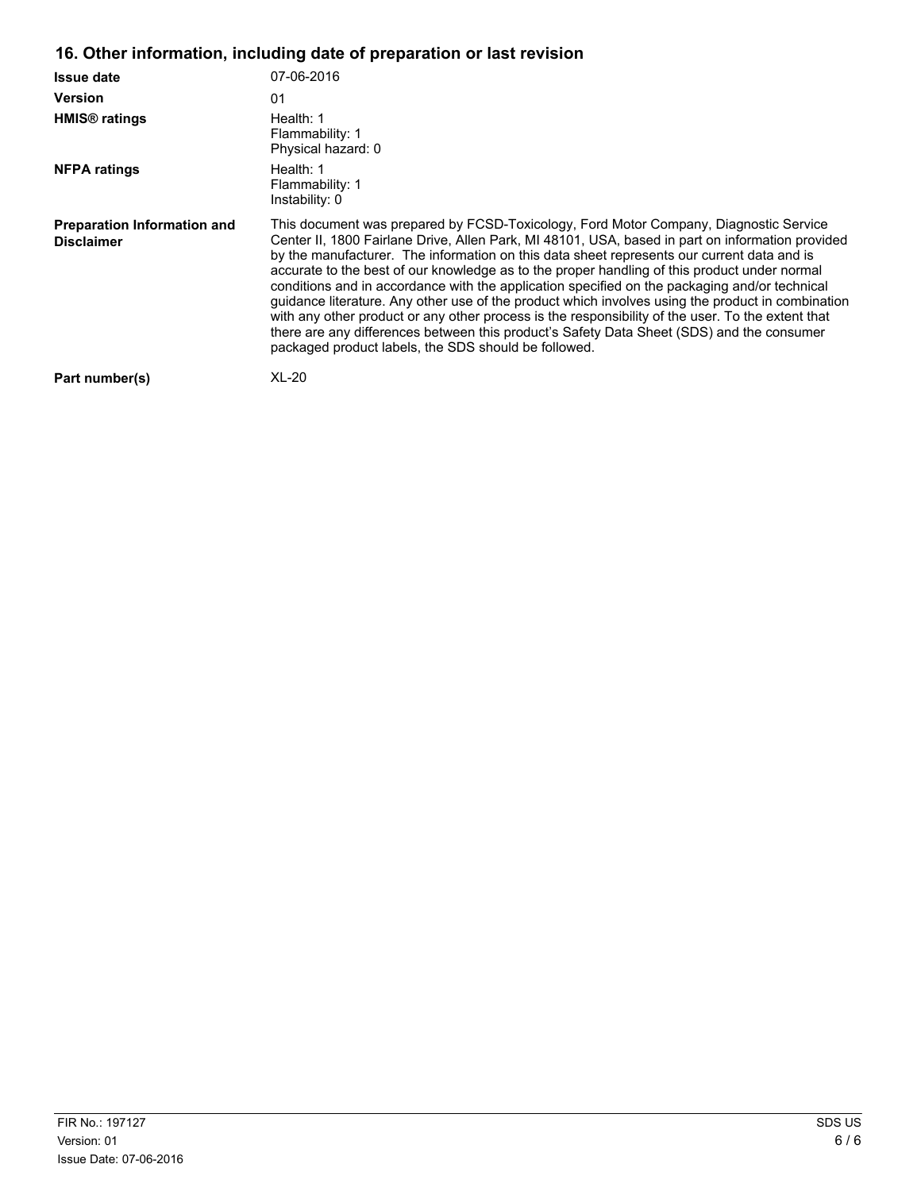## 16. Other information, including date of preparation or last revision

| | |
|---|---|
| **Issue date** | 07-06-2016 |
| **Version** | 01 |
| **HMIS® ratings** | Health: 1<br>Flammability: 1<br>Physical hazard: 0 |
| **NFPA ratings** | Health: 1<br>Flammability: 1<br>Instability: 0 |
| **Preparation Information and Disclaimer** | This document was prepared by FCSD-Toxicology, Ford Motor Company, Diagnostic Service Center II, 1800 Fairlane Drive, Allen Park, MI 48101, USA, based in part on information provided by the manufacturer. The information on this data sheet represents our current data and is accurate to the best of our knowledge as to the proper handling of this product under normal conditions and in accordance with the application specified on the packaging and/or technical guidance literature. Any other use of the product which involves using the product in combination with any other product or any other process is the responsibility of the user. To the extent that there are any differences between this product's Safety Data Sheet (SDS) and the consumer packaged product labels, the SDS should be followed. |
| **Part number(s)** | XL-20 |